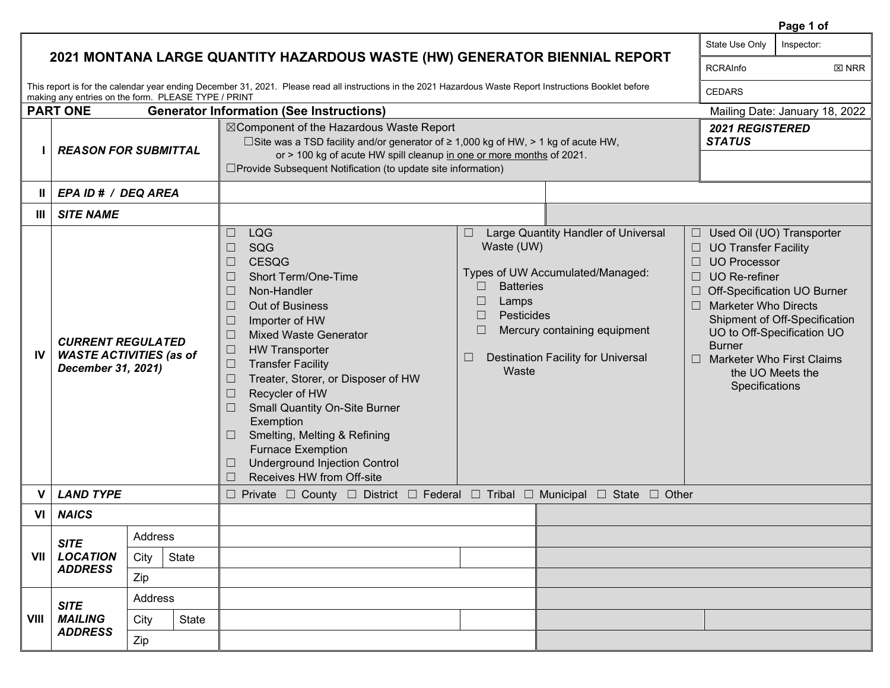# 2021 MONTANA LARGE QUANTITY HAZARDOUS WASTE (HW) GENERATOR BIENNIAL REPORT

| State Use Only | Inspector: |
|---|---|
| RCRAInfo | ☒ NRR |
| CEDARS | |

This report is for the calendar year ending December 31, 2021. Please read all instructions in the 2021 Hazardous Waste Report Instructions Booklet before making any entries on the form. PLEASE TYPE / PRINT

## PART ONE Generator Information (See Instructions)

Mailing Date: January 18, 2022

| | | | | |
|---|---|---|---|---|
| I | *REASON FOR SUBMITTAL* | ☒Component of the Hazardous Waste Report<br>☐Site was a TSD facility and/or generator of ≥ 1,000 kg of HW, > 1 kg of acute HW, or > 100 kg of acute HW spill cleanup in one or more months of 2021.<br>☐Provide Subsequent Notification (to update site information) | | ***2021 REGISTERED STATUS*** |
| II | *EPA ID # / DEQ AREA* | | | |
| III | *SITE NAME* | | | |
| IV | *CURRENT REGULATED WASTE ACTIVITIES (as of December 31, 2021)* | ☐ LQG<br>☐ SQG<br>☐ CESQG<br>☐ Short Term/One-Time<br>☐ Non-Handler<br>☐ Out of Business<br>☐ Importer of HW<br>☐ Mixed Waste Generator<br>☐ HW Transporter<br>☐ Transfer Facility<br>☐ Treater, Storer, or Disposer of HW<br>☐ Recycler of HW<br>☐ Small Quantity On-Site Burner Exemption<br>☐ Smelting, Melting & Refining Furnace Exemption<br>☐ Underground Injection Control<br>☐ Receives HW from Off-site | ☐ Large Quantity Handler of Universal Waste (UW)<br><br>Types of UW Accumulated/Managed:<br>☐ Batteries<br>☐ Lamps<br>☐ Pesticides<br>☐ Mercury containing equipment<br><br>☐ Destination Facility for Universal Waste | ☐ Used Oil (UO) Transporter<br>☐ UO Transfer Facility<br>☐ UO Processor<br>☐ UO Re-refiner<br>☐ Off-Specification UO Burner<br>☐ Marketer Who Directs Shipment of Off-Specification UO to Off-Specification UO Burner<br>☐ Marketer Who First Claims the UO Meets the Specifications |
| V | *LAND TYPE* | ☐ Private ☐ County ☐ District ☐ Federal ☐ Tribal ☐ Municipal ☐ State ☐ Other | | |
| VI | *NAICS* | | | |
| VII | *SITE LOCATION ADDRESS* | Address | | |
| | | City / State | | |
| | | Zip | | |
| VIII | *SITE MAILING ADDRESS* | Address | | |
| | | City / State | | |
| | | Zip | | |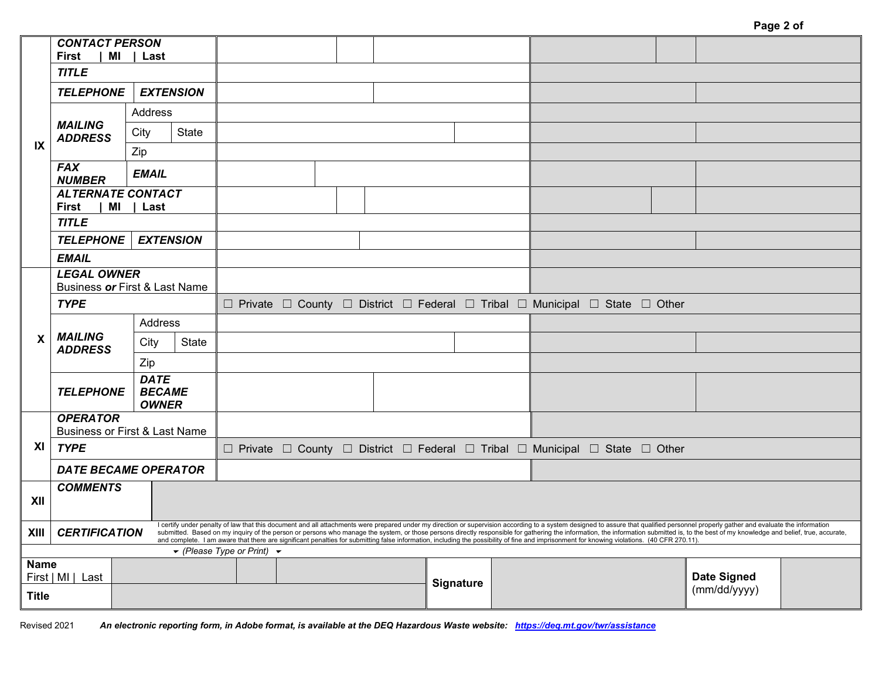| | | | | |
|---|---|---|---|---|
| IX | ***CONTACT PERSON*** **First \| MI \| Last** | | | |
| | ***TITLE*** | | | |
| | ***TELEPHONE*** \| ***EXTENSION*** | | | |
| | ***MAILING ADDRESS*** Address | | | |
| | City \| State | | | |
| | Zip | | | |
| | ***FAX NUMBER*** \| ***EMAIL*** | | | |
| | ***ALTERNATE CONTACT*** **First \| MI \| Last** | | | |
| | ***TITLE*** | | | |
| | ***TELEPHONE*** \| ***EXTENSION*** | | | |
| | ***EMAIL*** | | | |
| X | ***LEGAL OWNER*** Business ***or*** First & Last Name | | | |
| | ***TYPE*** | ☐ Private ☐ County ☐ District ☐ Federal ☐ Tribal ☐ Municipal ☐ State ☐ Other | | |
| | ***MAILING ADDRESS*** Address | | | |
| | City \| State | | | |
| | Zip | | | |
| | ***TELEPHONE*** \| ***DATE BECAME OWNER*** | | | |
| XI | ***OPERATOR*** Business or First & Last Name | | | |
| | ***TYPE*** | ☐ Private ☐ County ☐ District ☐ Federal ☐ Tribal ☐ Municipal ☐ State ☐ Other | | |
| | ***DATE BECAME OPERATOR*** | | | |
| XII | ***COMMENTS*** | | | |
| XIII | ***CERTIFICATION*** | I certify under penalty of law that this document and all attachments were prepared under my direction or supervision according to a system designed to assure that qualified personnel properly gather and evaluate the information submitted. Based on my inquiry of the person or persons who manage the system, or those persons directly responsible for gathering the information, the information submitted is, to the best of my knowledge and belief, true, accurate, and complete. I am aware that there are significant penalties for submitting false information, including the possibility of fine and imprisonment for knowing violations. (40 CFR 270.11). | | |

*(Please Type or Print)*

| | | | | | | |
|---|---|---|---|---|---|---|
| **Name** First \| MI \| Last | | | | **Signature** | | **Date Signed** (mm/dd/yyyy) |
| **Title** | | | | | | |

Revised 2021 ***An electronic reporting form, in Adobe format, is available at the DEQ Hazardous Waste website: https://deq.mt.gov/twr/assistance***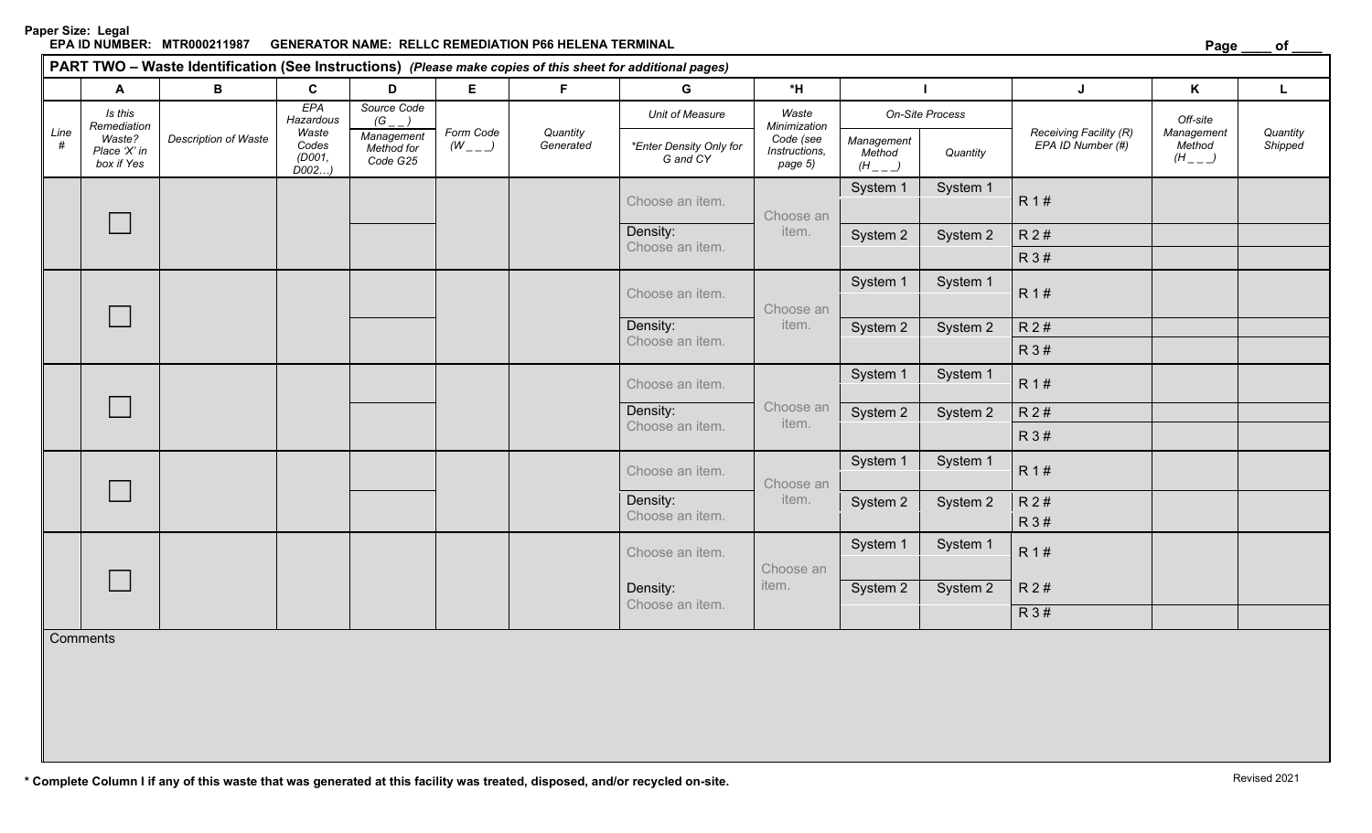Paper Size: Legal

**EPA ID NUMBER: MTR000211987 GENERATOR NAME: RELLC REMEDIATION P66 HELENA TERMINAL**

**PART TWO – Waste Identification (See Instructions)** *(Please make copies of this sheet for additional pages)*

| | A | B | C | D | E | F | G | *H | I | | J | K | L |
|---|---|---|---|---|---|---|---|---|---|---|---|---|---|
| Line # | *Is this Remediation Waste? Place 'X' in box if Yes* | *Description of Waste* | *EPA Hazardous Waste Codes (D001, D002…)* | *Source Code (G _ _) / Management Method for Code G25* | *Form Code (W _ _ _)* | *Quantity Generated* | *Unit of Measure / \*Enter Density Only for G and CY* | *Waste Minimization Code (see Instructions, page 5)* | *On-Site Process: Management Method (H _ _ _)* | *On-Site Process: Quantity* | *Receiving Facility (R) EPA ID Number (#)* | *Off-site Management Method (H _ _ _)* | *Quantity Shipped* |
| | ☐ | | | | | | Choose an item. Density: Choose an item. | Choose an item. | System 1 / System 2 | System 1 / System 2 | R 1 # / R 2 # / R 3 # | | |
| | ☐ | | | | | | Choose an item. Density: Choose an item. | Choose an item. | System 1 / System 2 | System 1 / System 2 | R 1 # / R 2 # / R 3 # | | |
| | ☐ | | | | | | Choose an item. Density: Choose an item. | Choose an item. | System 1 / System 2 | System 1 / System 2 | R 1 # / R 2 # / R 3 # | | |
| | ☐ | | | | | | Choose an item. Density: Choose an item. | Choose an item. | System 1 / System 2 | System 1 / System 2 | R 1 # / R 2 # / R 3 # | | |
| | ☐ | | | | | | Choose an item. Density: Choose an item. | Choose an item. | System 1 / System 2 | System 1 / System 2 | R 1 # / R 2 # / R 3 # | | |

Comments

**\* Complete Column I if any of this waste that was generated at this facility was treated, disposed, and/or recycled on-site.**

Revised 2021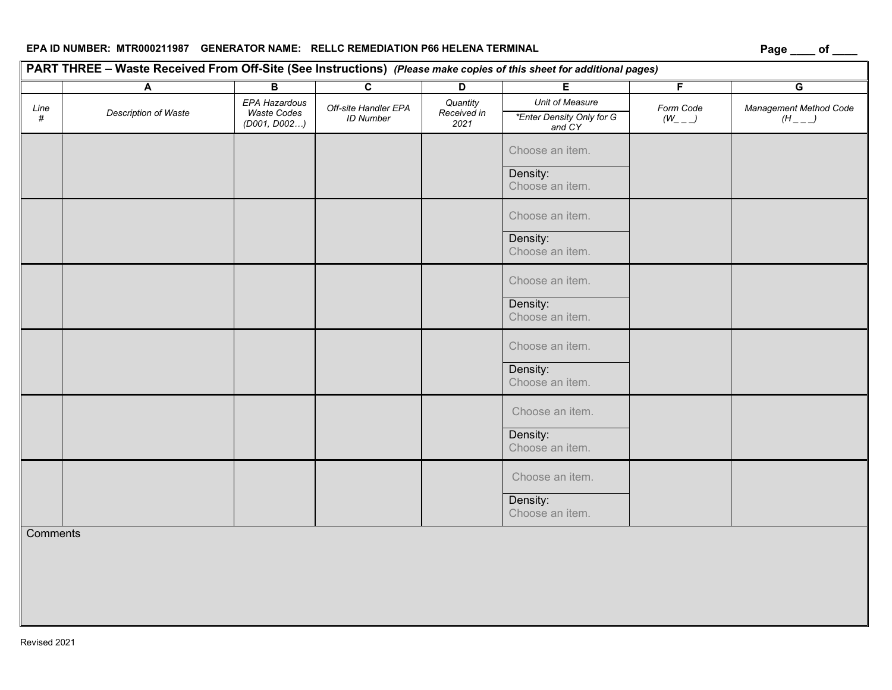**EPA ID NUMBER: MTR000211987 GENERATOR NAME: RELLC REMEDIATION P66 HELENA TERMINAL**

**Page ____ of ____**

## PART THREE – Waste Received From Off-Site (See Instructions) *(Please make copies of this sheet for additional pages)*

| | A | B | C | D | E | F | G |
|---|---|---|---|---|---|---|---|
| *Line #* | *Description of Waste* | *EPA Hazardous Waste Codes (D001, D002…)* | *Off-site Handler EPA ID Number* | *Quantity Received in 2021* | *Unit of Measure* / **Enter Density Only for G and CY* | *Form Code (W_ _ _)* | *Management Method Code (H _ _ _)* |
| | | | | | Choose an item. Density: Choose an item. | | |
| | | | | | Choose an item. Density: Choose an item. | | |
| | | | | | Choose an item. Density: Choose an item. | | |
| | | | | | Choose an item. Density: Choose an item. | | |
| | | | | | Choose an item. Density: Choose an item. | | |
| | | | | | Choose an item. Density: Choose an item. | | |

Comments

Revised 2021